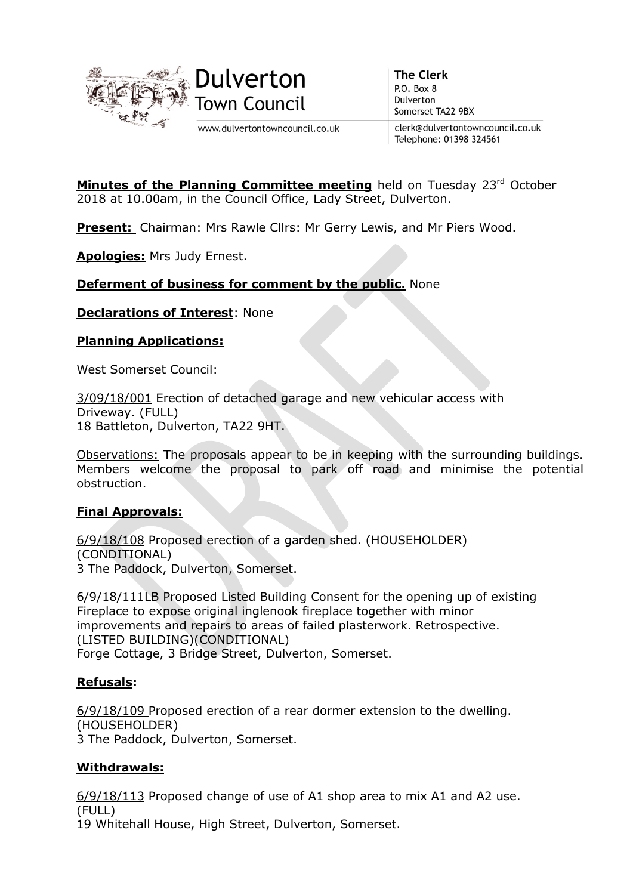Dulverton Town Council

www.dulvertontowncouncil.co.uk

**The Clerk**
P.O. Box 8
Dulverton
Somerset TA22 9BX

clerk@dulvertontowncouncil.co.uk
Telephone: 01398 324561

**Minutes of the Planning Committee meeting** held on Tuesday 23rd October 2018 at 10.00am, in the Council Office, Lady Street, Dulverton.

**Present:** Chairman: Mrs Rawle Cllrs: Mr Gerry Lewis, and Mr Piers Wood.

**Apologies:** Mrs Judy Ernest.

**Deferment of business for comment by the public.** None

**Declarations of Interest**: None

**Planning Applications:**

West Somerset Council:

3/09/18/001 Erection of detached garage and new vehicular access with Driveway. (FULL)
18 Battleton, Dulverton, TA22 9HT.

Observations: The proposals appear to be in keeping with the surrounding buildings. Members welcome the proposal to park off road and minimise the potential obstruction.

**Final Approvals:**

6/9/18/108 Proposed erection of a garden shed. (HOUSEHOLDER) (CONDITIONAL)
3 The Paddock, Dulverton, Somerset.

6/9/18/111LB Proposed Listed Building Consent for the opening up of existing Fireplace to expose original inglenook fireplace together with minor improvements and repairs to areas of failed plasterwork. Retrospective. (LISTED BUILDING)(CONDITIONAL)
Forge Cottage, 3 Bridge Street, Dulverton, Somerset.

**Refusals:**

6/9/18/109 Proposed erection of a rear dormer extension to the dwelling. (HOUSEHOLDER)
3 The Paddock, Dulverton, Somerset.

**Withdrawals:**

6/9/18/113 Proposed change of use of A1 shop area to mix A1 and A2 use. (FULL)
19 Whitehall House, High Street, Dulverton, Somerset.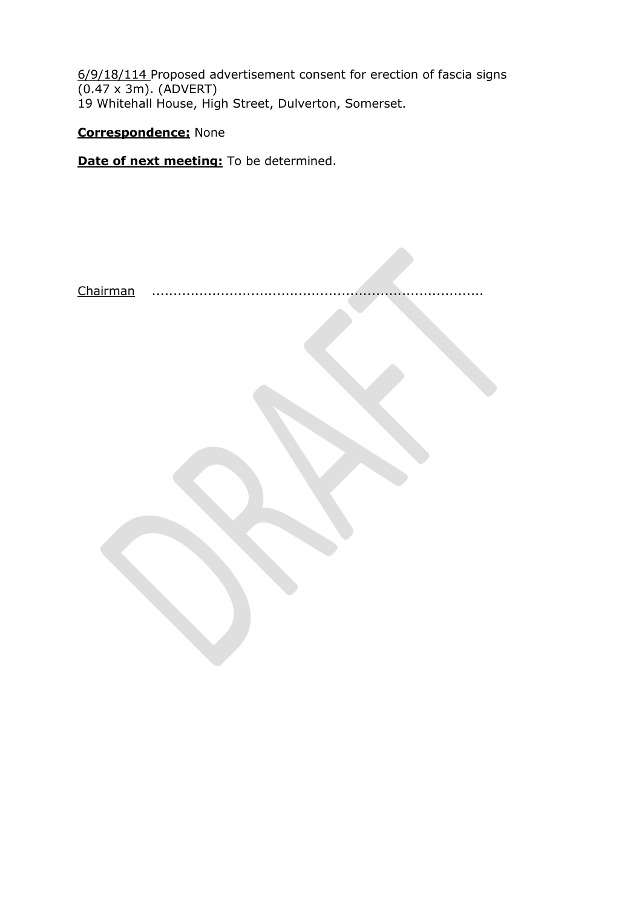6/9/18/114 Proposed advertisement consent for erection of fascia signs (0.47 x 3m). (ADVERT)
19 Whitehall House, High Street, Dulverton, Somerset.

**Correspondence:** None

**Date of next meeting:** To be determined.

Chairman ..........................................................................

DRAFT